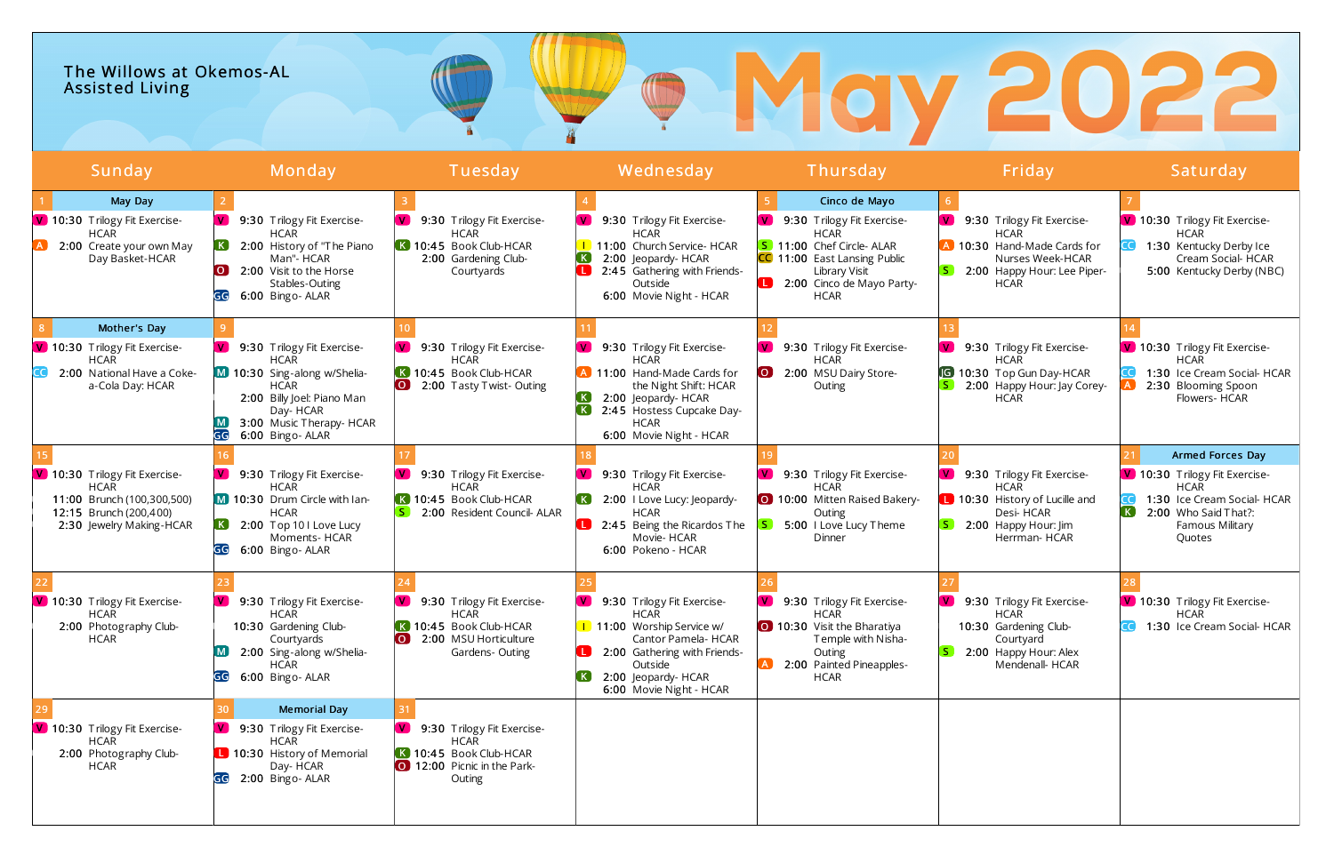# The Willows at Okemos-AL Assisted Living

# May 2022

| Sunday | Monday | Tuesday | Wednesday | Thursday | Friday | Saturday |
|---|---|---|---|---|---|---|
| **1** May Day<br>V 10:30 Trilogy Fit Exercise-HCAR<br>A 2:00 Create your own May Day Basket-HCAR | **2**<br>V 9:30 Trilogy Fit Exercise-HCAR<br>K 2:00 History of "The Piano Man"- HCAR<br>O 2:00 Visit to the Horse Stables-Outing<br>GG 6:00 Bingo- ALAR | **3**<br>V 9:30 Trilogy Fit Exercise-HCAR<br>K 10:45 Book Club-HCAR<br>2:00 Gardening Club-Courtyards | **4**<br>V 9:30 Trilogy Fit Exercise-HCAR<br>I 11:00 Church Service- HCAR<br>K 2:00 Jeopardy- HCAR<br>L 2:45 Gathering with Friends-Outside<br>6:00 Movie Night - HCAR | **5** Cinco de Mayo<br>V 9:30 Trilogy Fit Exercise-HCAR<br>S 11:00 Chef Circle- ALAR<br>CC 11:00 East Lansing Public Library Visit<br>L 2:00 Cinco de Mayo Party-HCAR | **6**<br>V 9:30 Trilogy Fit Exercise-HCAR<br>A 10:30 Hand-Made Cards for Nurses Week-HCAR<br>S 2:00 Happy Hour: Lee Piper-HCAR | **7**<br>V 10:30 Trilogy Fit Exercise-HCAR<br>CC 1:30 Kentucky Derby Ice Cream Social- HCAR<br>5:00 Kentucky Derby (NBC) |
| **8** Mother's Day<br>V 10:30 Trilogy Fit Exercise-HCAR<br>CC 2:00 National Have a Coke-a-Cola Day: HCAR | **9**<br>V 9:30 Trilogy Fit Exercise-HCAR<br>M 10:30 Sing-along w/Shelia-HCAR<br>2:00 Billy Joel: Piano Man Day- HCAR<br>M 3:00 Music Therapy- HCAR<br>GG 6:00 Bingo- ALAR | **10**<br>V 9:30 Trilogy Fit Exercise-HCAR<br>K 10:45 Book Club-HCAR<br>O 2:00 Tasty Twist- Outing | **11**<br>V 9:30 Trilogy Fit Exercise-HCAR<br>A 11:00 Hand-Made Cards for the Night Shift: HCAR<br>K 2:00 Jeopardy- HCAR<br>K 2:45 Hostess Cupcake Day-HCAR<br>6:00 Movie Night - HCAR | **12**<br>V 9:30 Trilogy Fit Exercise-HCAR<br>O 2:00 MSU Dairy Store-Outing | **13**<br>V 9:30 Trilogy Fit Exercise-HCAR<br>IG 10:30 Top Gun Day-HCAR<br>S 2:00 Happy Hour: Jay Corey-HCAR | **14**<br>V 10:30 Trilogy Fit Exercise-HCAR<br>CC 1:30 Ice Cream Social- HCAR<br>A 2:30 Blooming Spoon Flowers- HCAR |
| **15**<br>V 10:30 Trilogy Fit Exercise-HCAR<br>11:00 Brunch (100,300,500)<br>12:15 Brunch (200,400)<br>2:30 Jewelry Making-HCAR | **16**<br>V 9:30 Trilogy Fit Exercise-HCAR<br>M 10:30 Drum Circle with Ian-HCAR<br>K 2:00 Top 10 I Love Lucy Moments- HCAR<br>GG 6:00 Bingo- ALAR | **17**<br>V 9:30 Trilogy Fit Exercise-HCAR<br>K 10:45 Book Club-HCAR<br>S 2:00 Resident Council- ALAR | **18**<br>V 9:30 Trilogy Fit Exercise-HCAR<br>K 2:00 I Love Lucy: Jeopardy-HCAR<br>L 2:45 Being the Ricardos The Movie- HCAR<br>6:00 Pokeno - HCAR | **19**<br>V 9:30 Trilogy Fit Exercise-HCAR<br>O 10:00 Mitten Raised Bakery-Outing<br>S 5:00 I Love Lucy Theme Dinner | **20**<br>V 9:30 Trilogy Fit Exercise-HCAR<br>L 10:30 History of Lucille and Desi- HCAR<br>S 2:00 Happy Hour: Jim Herrman- HCAR | **21** Armed Forces Day<br>V 10:30 Trilogy Fit Exercise-HCAR<br>CC 1:30 Ice Cream Social- HCAR<br>K 2:00 Who Said That?: Famous Military Quotes |
| **22**<br>V 10:30 Trilogy Fit Exercise-HCAR<br>2:00 Photography Club-HCAR | **23**<br>V 9:30 Trilogy Fit Exercise-HCAR<br>10:30 Gardening Club-Courtyards<br>M 2:00 Sing-along w/Shelia-HCAR<br>GG 6:00 Bingo- ALAR | **24**<br>V 9:30 Trilogy Fit Exercise-HCAR<br>K 10:45 Book Club-HCAR<br>O 2:00 MSU Horticulture Gardens- Outing | **25**<br>V 9:30 Trilogy Fit Exercise-HCAR<br>I 11:00 Worship Service w/ Cantor Pamela- HCAR<br>L 2:00 Gathering with Friends-Outside<br>K 2:00 Jeopardy- HCAR<br>6:00 Movie Night - HCAR | **26**<br>V 9:30 Trilogy Fit Exercise-HCAR<br>O 10:30 Visit the Bharatiya Temple with Nisha-Outing<br>A 2:00 Painted Pineapples-HCAR | **27**<br>V 9:30 Trilogy Fit Exercise-HCAR<br>10:30 Gardening Club-Courtyard<br>S 2:00 Happy Hour: Alex Mendenall- HCAR | **28**<br>V 10:30 Trilogy Fit Exercise-HCAR<br>CC 1:30 Ice Cream Social- HCAR |
| **29**<br>V 10:30 Trilogy Fit Exercise-HCAR<br>2:00 Photography Club-HCAR | **30** Memorial Day<br>V 9:30 Trilogy Fit Exercise-HCAR<br>L 10:30 History of Memorial Day- HCAR<br>GG 2:00 Bingo- ALAR | **31**<br>V 9:30 Trilogy Fit Exercise-HCAR<br>K 10:45 Book Club-HCAR<br>O 12:00 Picnic in the Park-Outing | | | | |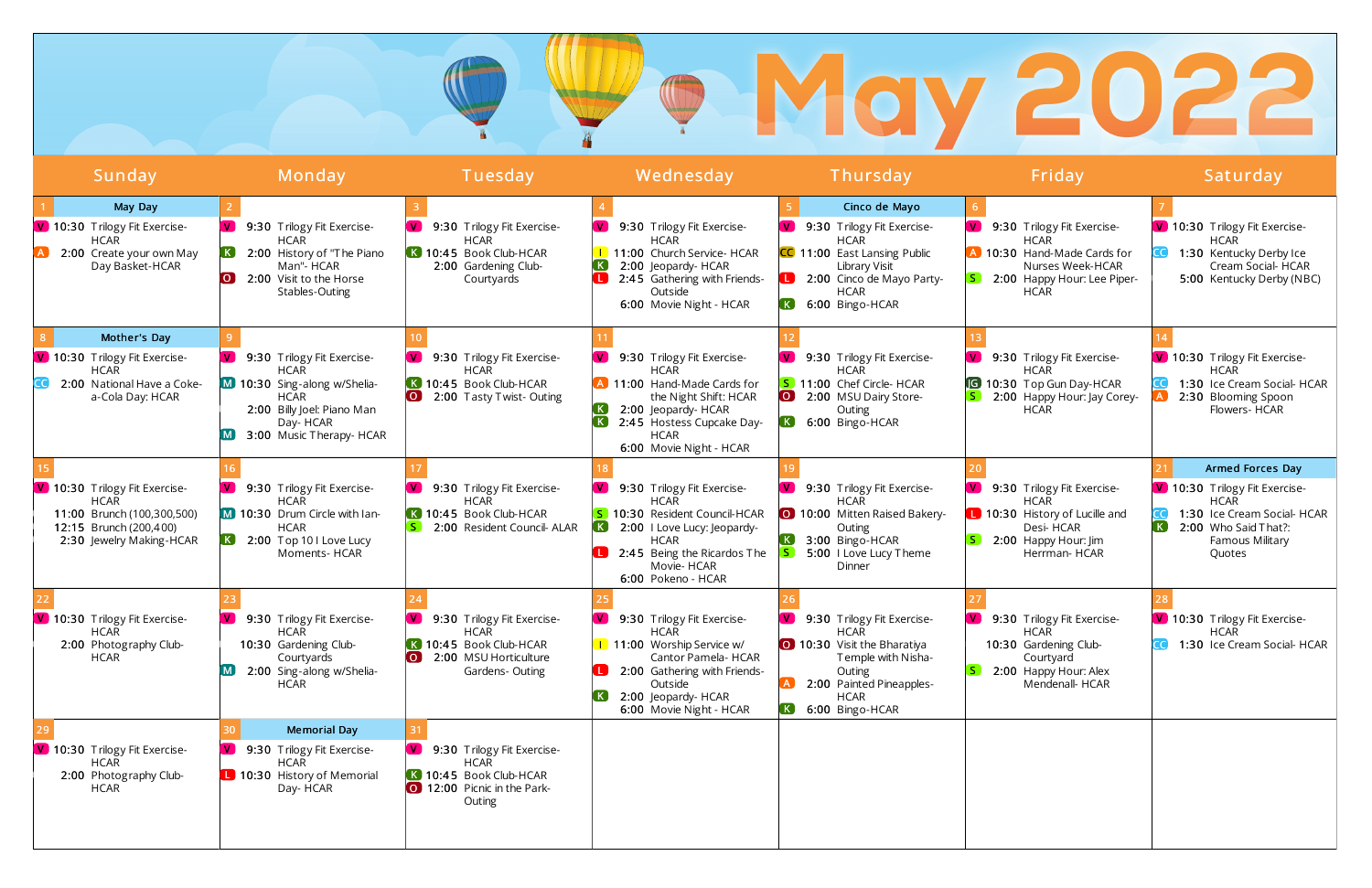# May 2022

| Sunday | Monday | Tuesday | Wednesday | Thursday | Friday | Saturday |
|---|---|---|---|---|---|---|
| 1 **May Day**<br>V 10:30 Trilogy Fit Exercise-HCAR<br>A 2:00 Create your own May Day Basket-HCAR | 2<br>V 9:30 Trilogy Fit Exercise-HCAR<br>K 2:00 History of "The Piano Man"- HCAR<br>O 2:00 Visit to the Horse Stables-Outing | 3<br>V 9:30 Trilogy Fit Exercise-HCAR<br>K 10:45 Book Club-HCAR<br>2:00 Gardening Club-Courtyards | 4<br>V 9:30 Trilogy Fit Exercise-HCAR<br>I 11:00 Church Service- HCAR<br>K 2:00 Jeopardy- HCAR<br>L 2:45 Gathering with Friends- Outside<br>6:00 Movie Night - HCAR | 5 **Cinco de Mayo**<br>V 9:30 Trilogy Fit Exercise-HCAR<br>CC 11:00 East Lansing Public Library Visit<br>L 2:00 Cinco de Mayo Party- HCAR<br>K 6:00 Bingo-HCAR | 6<br>V 9:30 Trilogy Fit Exercise-HCAR<br>A 10:30 Hand-Made Cards for Nurses Week-HCAR<br>S 2:00 Happy Hour: Lee Piper- HCAR | 7<br>V 10:30 Trilogy Fit Exercise-HCAR<br>CC 1:30 Kentucky Derby Ice Cream Social- HCAR<br>5:00 Kentucky Derby (NBC) |
| 8 **Mother's Day**<br>V 10:30 Trilogy Fit Exercise-HCAR<br>CC 2:00 National Have a Coke-a-Cola Day: HCAR | 9<br>V 9:30 Trilogy Fit Exercise-HCAR<br>M 10:30 Sing-along w/Shelia-HCAR<br>2:00 Billy Joel: Piano Man Day- HCAR<br>M 3:00 Music Therapy- HCAR | 10<br>V 9:30 Trilogy Fit Exercise-HCAR<br>K 10:45 Book Club-HCAR<br>O 2:00 Tasty Twist- Outing | 11<br>V 9:30 Trilogy Fit Exercise-HCAR<br>A 11:00 Hand-Made Cards for the Night Shift: HCAR<br>K 2:00 Jeopardy- HCAR<br>K 2:45 Hostess Cupcake Day- HCAR<br>6:00 Movie Night - HCAR | 12<br>V 9:30 Trilogy Fit Exercise-HCAR<br>S 11:00 Chef Circle- HCAR<br>O 2:00 MSU Dairy Store- Outing<br>K 6:00 Bingo-HCAR | 13<br>V 9:30 Trilogy Fit Exercise-HCAR<br>IG 10:30 Top Gun Day-HCAR<br>S 2:00 Happy Hour: Jay Corey- HCAR | 14<br>V 10:30 Trilogy Fit Exercise-HCAR<br>CC 1:30 Ice Cream Social- HCAR<br>A 2:30 Blooming Spoon Flowers- HCAR |
| 15<br>V 10:30 Trilogy Fit Exercise-HCAR<br>11:00 Brunch (100,300,500)<br>12:15 Brunch (200,400)<br>2:30 Jewelry Making-HCAR | 16<br>V 9:30 Trilogy Fit Exercise-HCAR<br>M 10:30 Drum Circle with Ian-HCAR<br>K 2:00 Top 10 I Love Lucy Moments- HCAR | 17<br>V 9:30 Trilogy Fit Exercise-HCAR<br>K 10:45 Book Club-HCAR<br>S 2:00 Resident Council- ALAR | 18<br>V 9:30 Trilogy Fit Exercise-HCAR<br>S 10:30 Resident Council-HCAR<br>K 2:00 I Love Lucy: Jeopardy- HCAR<br>L 2:45 Being the Ricardos The Movie- HCAR<br>6:00 Pokeno - HCAR | 19<br>V 9:30 Trilogy Fit Exercise-HCAR<br>O 10:00 Mitten Raised Bakery- Outing<br>K 3:00 Bingo-HCAR<br>S 5:00 I Love Lucy Theme Dinner | 20<br>V 9:30 Trilogy Fit Exercise-HCAR<br>L 10:30 History of Lucille and Desi- HCAR<br>S 2:00 Happy Hour: Jim Herrman- HCAR | 21 **Armed Forces Day**<br>V 10:30 Trilogy Fit Exercise-HCAR<br>CC 1:30 Ice Cream Social- HCAR<br>K 2:00 Who Said That?: Famous Military Quotes |
| 22<br>V 10:30 Trilogy Fit Exercise-HCAR<br>2:00 Photography Club-HCAR | 23<br>V 9:30 Trilogy Fit Exercise-HCAR<br>10:30 Gardening Club-Courtyards<br>M 2:00 Sing-along w/Shelia-HCAR | 24<br>V 9:30 Trilogy Fit Exercise-HCAR<br>K 10:45 Book Club-HCAR<br>O 2:00 MSU Horticulture Gardens- Outing | 25<br>V 9:30 Trilogy Fit Exercise-HCAR<br>I 11:00 Worship Service w/ Cantor Pamela- HCAR<br>L 2:00 Gathering with Friends- Outside<br>K 2:00 Jeopardy- HCAR<br>6:00 Movie Night - HCAR | 26<br>V 9:30 Trilogy Fit Exercise-HCAR<br>O 10:30 Visit the Bharatiya Temple with Nisha- Outing<br>A 2:00 Painted Pineapples- HCAR<br>K 6:00 Bingo-HCAR | 27<br>V 9:30 Trilogy Fit Exercise-HCAR<br>10:30 Gardening Club-Courtyard<br>S 2:00 Happy Hour: Alex Mendenall- HCAR | 28<br>V 10:30 Trilogy Fit Exercise-HCAR<br>CC 1:30 Ice Cream Social- HCAR |
| 29<br>V 10:30 Trilogy Fit Exercise-HCAR<br>2:00 Photography Club-HCAR | 30 **Memorial Day**<br>V 9:30 Trilogy Fit Exercise-HCAR<br>L 10:30 History of Memorial Day- HCAR | 31<br>V 9:30 Trilogy Fit Exercise-HCAR<br>K 10:45 Book Club-HCAR<br>O 12:00 Picnic in the Park-Outing | | | | |